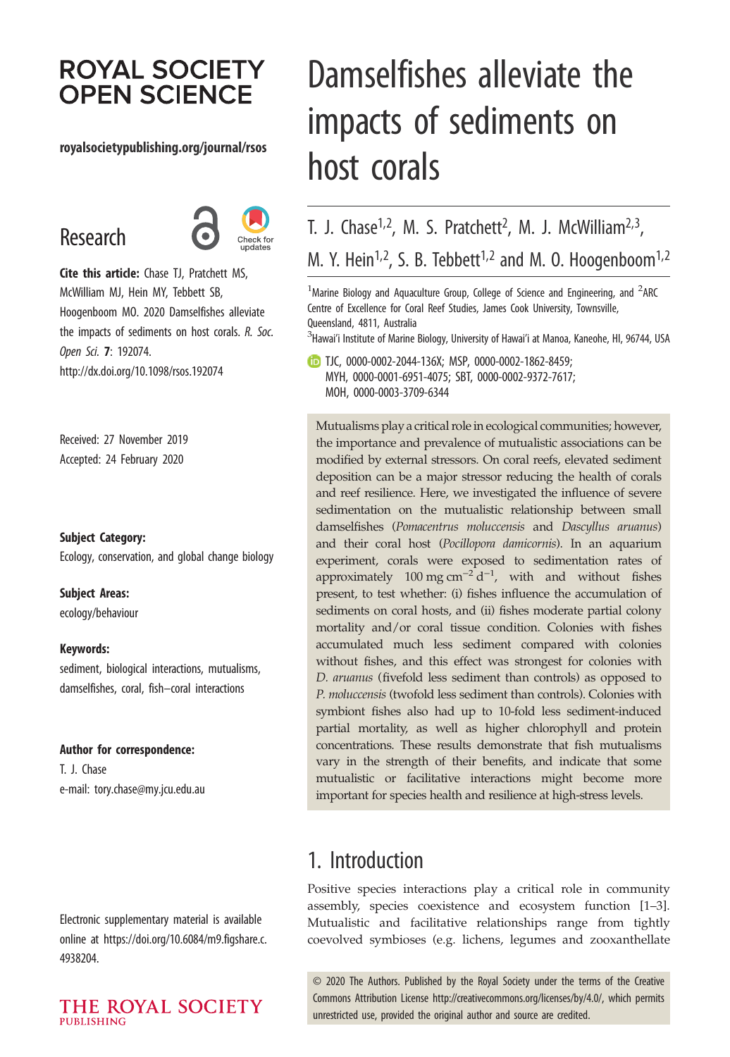# ROYAL SOCIETY OPEN SCIENCE

royalsocietypublishing.org/journal/rsos

## Research

**Cite this article:** Chase TJ, Pratchett MS, McWilliam MJ, Hein MY, Tebbett SB, Hoogenboom MO. 2020 Damselfishes alleviate the impacts of sediments on host corals. *R. Soc. Open Sci.* **7**: 192074.
http://dx.doi.org/10.1098/rsos.192074

Received: 27 November 2019
Accepted: 24 February 2020

**Subject Category:**
Ecology, conservation, and global change biology

**Subject Areas:**
ecology/behaviour

**Keywords:**
sediment, biological interactions, mutualisms, damselfishes, coral, fish–coral interactions

**Author for correspondence:**
T. J. Chase
e-mail: tory.chase@my.jcu.edu.au

Electronic supplementary material is available online at https://doi.org/10.6084/m9.figshare.c.4938204.

# Damselfishes alleviate the impacts of sediments on host corals

T. J. Chase[1,2], M. S. Pratchett[2], M. J. McWilliam[2,3], M. Y. Hein[1,2], S. B. Tebbett[1,2] and M. O. Hoogenboom[1,2]

[1]Marine Biology and Aquaculture Group, College of Science and Engineering, and [2]ARC Centre of Excellence for Coral Reef Studies, James Cook University, Townsville, Queensland, 4811, Australia
[3]Hawai'i Institute of Marine Biology, University of Hawai'i at Manoa, Kaneohe, HI, 96744, USA

TJC, 0000-0002-2044-136X; MSP, 0000-0002-1862-8459; MYH, 0000-0001-6951-4075; SBT, 0000-0002-9372-7617; MOH, 0000-0003-3709-6344

Mutualisms play a critical role in ecological communities; however, the importance and prevalence of mutualistic associations can be modified by external stressors. On coral reefs, elevated sediment deposition can be a major stressor reducing the health of corals and reef resilience. Here, we investigated the influence of severe sedimentation on the mutualistic relationship between small damselfishes (*Pomacentrus moluccensis* and *Dascyllus aruanus*) and their coral host (*Pocillopora damicornis*). In an aquarium experiment, corals were exposed to sedimentation rates of approximately 100 mg $cm^{-2}$ $d^{-1}$, with and without fishes present, to test whether: (i) fishes influence the accumulation of sediments on coral hosts, and (ii) fishes moderate partial colony mortality and/or coral tissue condition. Colonies with fishes accumulated much less sediment compared with colonies without fishes, and this effect was strongest for colonies with *D. aruanus* (fivefold less sediment than controls) as opposed to *P. moluccensis* (twofold less sediment than controls). Colonies with symbiont fishes also had up to 10-fold less sediment-induced partial mortality, as well as higher chlorophyll and protein concentrations. These results demonstrate that fish mutualisms vary in the strength of their benefits, and indicate that some mutualistic or facilitative interactions might become more important for species health and resilience at high-stress levels.

## 1. Introduction

Positive species interactions play a critical role in community assembly, species coexistence and ecosystem function [1–3]. Mutualistic and facilitative relationships range from tightly coevolved symbioses (e.g. lichens, legumes and zooxanthellate

© 2020 The Authors. Published by the Royal Society under the terms of the Creative Commons Attribution License http://creativecommons.org/licenses/by/4.0/, which permits unrestricted use, provided the original author and source are credited.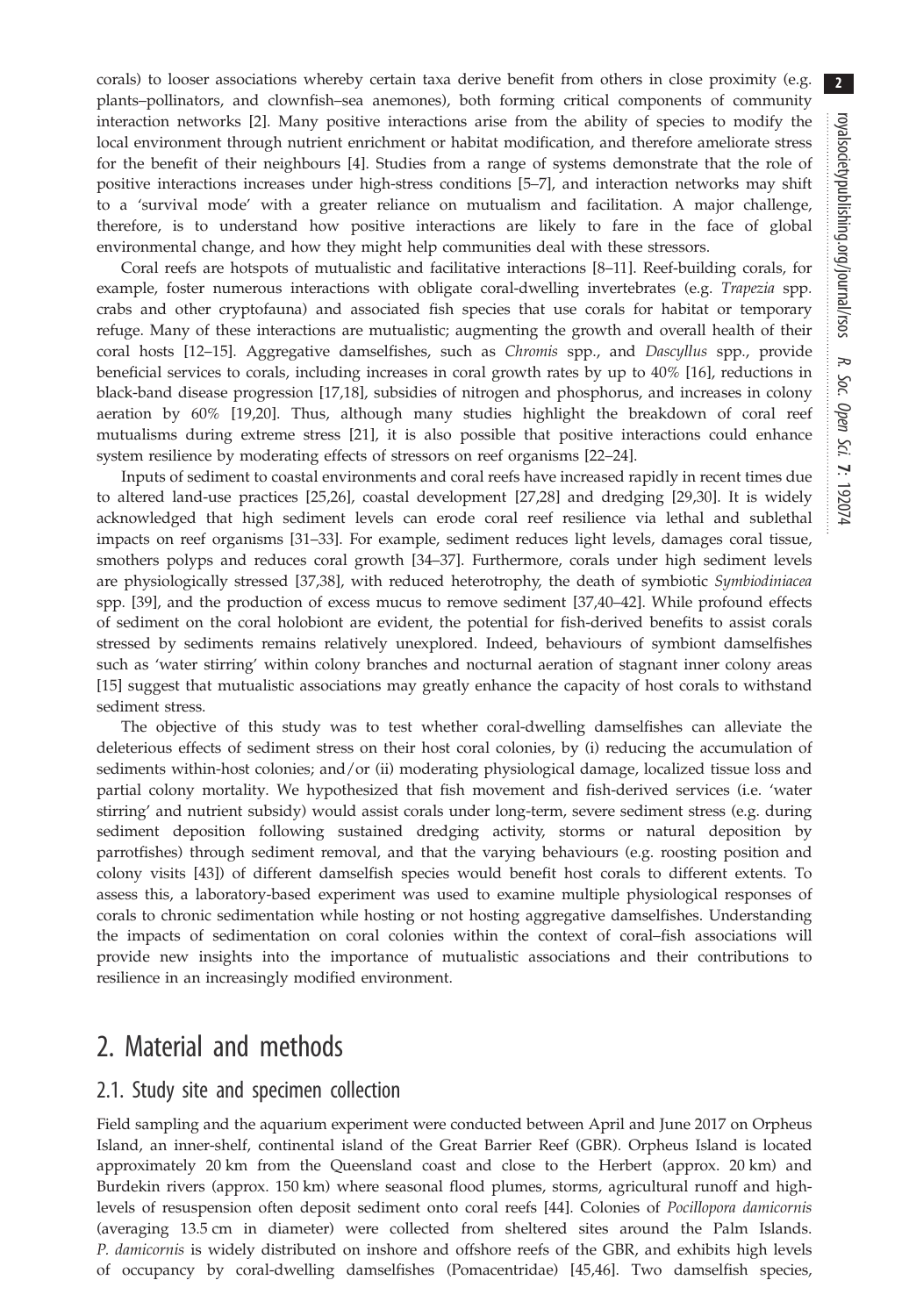corals) to looser associations whereby certain taxa derive benefit from others in close proximity (e.g. plants–pollinators, and clownfish–sea anemones), both forming critical components of community interaction networks [2]. Many positive interactions arise from the ability of species to modify the local environment through nutrient enrichment or habitat modification, and therefore ameliorate stress for the benefit of their neighbours [4]. Studies from a range of systems demonstrate that the role of positive interactions increases under high-stress conditions [5–7], and interaction networks may shift to a 'survival mode' with a greater reliance on mutualism and facilitation. A major challenge, therefore, is to understand how positive interactions are likely to fare in the face of global environmental change, and how they might help communities deal with these stressors.

Coral reefs are hotspots of mutualistic and facilitative interactions [8–11]. Reef-building corals, for example, foster numerous interactions with obligate coral-dwelling invertebrates (e.g. *Trapezia* spp. crabs and other cryptofauna) and associated fish species that use corals for habitat or temporary refuge. Many of these interactions are mutualistic; augmenting the growth and overall health of their coral hosts [12–15]. Aggregative damselfishes, such as *Chromis* spp., and *Dascyllus* spp., provide beneficial services to corals, including increases in coral growth rates by up to 40% [16], reductions in black-band disease progression [17,18], subsidies of nitrogen and phosphorus, and increases in colony aeration by 60% [19,20]. Thus, although many studies highlight the breakdown of coral reef mutualisms during extreme stress [21], it is also possible that positive interactions could enhance system resilience by moderating effects of stressors on reef organisms [22–24].

Inputs of sediment to coastal environments and coral reefs have increased rapidly in recent times due to altered land-use practices [25,26], coastal development [27,28] and dredging [29,30]. It is widely acknowledged that high sediment levels can erode coral reef resilience via lethal and sublethal impacts on reef organisms [31–33]. For example, sediment reduces light levels, damages coral tissue, smothers polyps and reduces coral growth [34–37]. Furthermore, corals under high sediment levels are physiologically stressed [37,38], with reduced heterotrophy, the death of symbiotic *Symbiodiniacea* spp. [39], and the production of excess mucus to remove sediment [37,40–42]. While profound effects of sediment on the coral holobiont are evident, the potential for fish-derived benefits to assist corals stressed by sediments remains relatively unexplored. Indeed, behaviours of symbiont damselfishes such as 'water stirring' within colony branches and nocturnal aeration of stagnant inner colony areas [15] suggest that mutualistic associations may greatly enhance the capacity of host corals to withstand sediment stress.

The objective of this study was to test whether coral-dwelling damselfishes can alleviate the deleterious effects of sediment stress on their host coral colonies, by (i) reducing the accumulation of sediments within-host colonies; and/or (ii) moderating physiological damage, localized tissue loss and partial colony mortality. We hypothesized that fish movement and fish-derived services (i.e. 'water stirring' and nutrient subsidy) would assist corals under long-term, severe sediment stress (e.g. during sediment deposition following sustained dredging activity, storms or natural deposition by parrotfishes) through sediment removal, and that the varying behaviours (e.g. roosting position and colony visits [43]) of different damselfish species would benefit host corals to different extents. To assess this, a laboratory-based experiment was used to examine multiple physiological responses of corals to chronic sedimentation while hosting or not hosting aggregative damselfishes. Understanding the impacts of sedimentation on coral colonies within the context of coral–fish associations will provide new insights into the importance of mutualistic associations and their contributions to resilience in an increasingly modified environment.

## 2. Material and methods

### 2.1. Study site and specimen collection

Field sampling and the aquarium experiment were conducted between April and June 2017 on Orpheus Island, an inner-shelf, continental island of the Great Barrier Reef (GBR). Orpheus Island is located approximately 20 km from the Queensland coast and close to the Herbert (approx. 20 km) and Burdekin rivers (approx. 150 km) where seasonal flood plumes, storms, agricultural runoff and high-levels of resuspension often deposit sediment onto coral reefs [44]. Colonies of *Pocillopora damicornis* (averaging 13.5 cm in diameter) were collected from sheltered sites around the Palm Islands. *P. damicornis* is widely distributed on inshore and offshore reefs of the GBR, and exhibits high levels of occupancy by coral-dwelling damselfishes (Pomacentridae) [45,46]. Two damselfish species,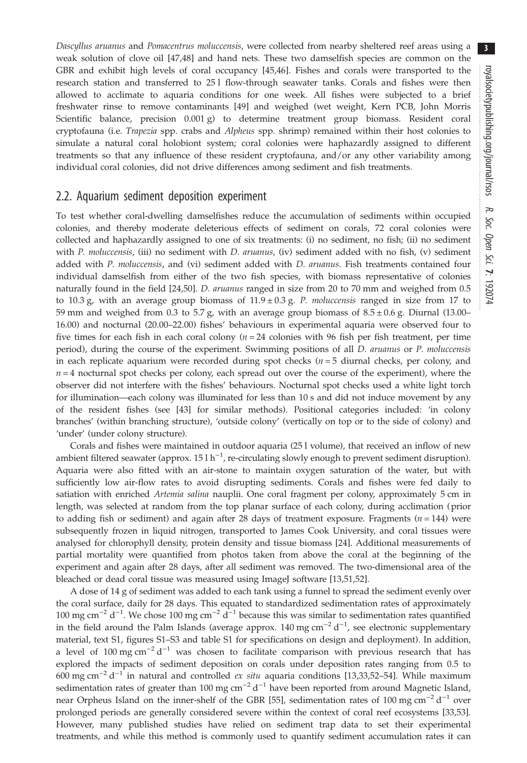*Dascyllus aruanus* and *Pomacentrus moluccensis*, were collected from nearby sheltered reef areas using a weak solution of clove oil [47,48] and hand nets. These two damselfish species are common on the GBR and exhibit high levels of coral occupancy [45,46]. Fishes and corals were transported to the research station and transferred to 25 l flow-through seawater tanks. Corals and fishes were then allowed to acclimate to aquaria conditions for one week. All fishes were subjected to a brief freshwater rinse to remove contaminants [49] and weighed (wet weight, Kern PCB, John Morris Scientific balance, precision 0.001 g) to determine treatment group biomass. Resident coral cryptofauna (i.e. *Trapezia* spp. crabs and *Alpheus* spp. shrimp) remained within their host colonies to simulate a natural coral holobiont system; coral colonies were haphazardly assigned to different treatments so that any influence of these resident cryptofauna, and/or any other variability among individual coral colonies, did not drive differences among sediment and fish treatments.

## 2.2. Aquarium sediment deposition experiment

To test whether coral-dwelling damselfishes reduce the accumulation of sediments within occupied colonies, and thereby moderate deleterious effects of sediment on corals, 72 coral colonies were collected and haphazardly assigned to one of six treatments: (i) no sediment, no fish; (ii) no sediment with *P. moluccensis*, (iii) no sediment with *D. aruanus*, (iv) sediment added with no fish, (v) sediment added with *P. moluccensis*, and (vi) sediment added with *D. aruanus.* Fish treatments contained four individual damselfish from either of the two fish species, with biomass representative of colonies naturally found in the field [24,50]. *D. aruanus* ranged in size from 20 to 70 mm and weighed from 0.5 to 10.3 g, with an average group biomass of $11.9 \pm 0.3$ g. *P. moluccensis* ranged in size from 17 to 59 mm and weighed from 0.3 to 5.7 g, with an average group biomass of $8.5 \pm 0.6$ g. Diurnal (13.00–16.00) and nocturnal (20.00–22.00) fishes' behaviours in experimental aquaria were observed four to five times for each fish in each coral colony ($n = 24$ colonies with 96 fish per fish treatment, per time period), during the course of the experiment. Swimming positions of all *D. aruanus* or *P. moluccensis* in each replicate aquarium were recorded during spot checks ($n = 5$ diurnal checks, per colony, and $n = 4$ nocturnal spot checks per colony, each spread out over the course of the experiment), where the observer did not interfere with the fishes' behaviours. Nocturnal spot checks used a white light torch for illumination—each colony was illuminated for less than 10 s and did not induce movement by any of the resident fishes (see [43] for similar methods). Positional categories included: 'in colony branches' (within branching structure), 'outside colony' (vertically on top or to the side of colony) and 'under' (under colony structure).

Corals and fishes were maintained in outdoor aquaria (25 l volume), that received an inflow of new ambient filtered seawater (approx. 15 l $h^{-1}$, re-circulating slowly enough to prevent sediment disruption). Aquaria were also fitted with an air-stone to maintain oxygen saturation of the water, but with sufficiently low air-flow rates to avoid disrupting sediments. Corals and fishes were fed daily to satiation with enriched *Artemia salina* nauplii. One coral fragment per colony, approximately 5 cm in length, was selected at random from the top planar surface of each colony, during acclimation (prior to adding fish or sediment) and again after 28 days of treatment exposure. Fragments ($n = 144$) were subsequently frozen in liquid nitrogen, transported to James Cook University, and coral tissues were analysed for chlorophyll density, protein density and tissue biomass [24]. Additional measurements of partial mortality were quantified from photos taken from above the coral at the beginning of the experiment and again after 28 days, after all sediment was removed. The two-dimensional area of the bleached or dead coral tissue was measured using ImageJ software [13,51,52].

A dose of 14 g of sediment was added to each tank using a funnel to spread the sediment evenly over the coral surface, daily for 28 days. This equated to standardized sedimentation rates of approximately 100 mg $cm^{-2}$ $d^{-1}$. We chose 100 mg $cm^{-2}$ $d^{-1}$ because this was similar to sedimentation rates quantified in the field around the Palm Islands (average approx. 140 mg $cm^{-2}$ $d^{-1}$, see electronic supplementary material, text S1, figures S1–S3 and table S1 for specifications on design and deployment). In addition, a level of 100 mg $cm^{-2}$ $d^{-1}$ was chosen to facilitate comparison with previous research that has explored the impacts of sediment deposition on corals under deposition rates ranging from 0.5 to 600 mg $cm^{-2}$ $d^{-1}$ in natural and controlled *ex situ* aquaria conditions [13,33,52–54]. While maximum sedimentation rates of greater than 100 mg $cm^{-2}$ $d^{-1}$ have been reported from around Magnetic Island, near Orpheus Island on the inner-shelf of the GBR [55], sedimentation rates of 100 mg $cm^{-2}$ $d^{-1}$ over prolonged periods are generally considered severe within the context of coral reef ecosystems [33,53]. However, many published studies have relied on sediment trap data to set their experimental treatments, and while this method is commonly used to quantify sediment accumulation rates it can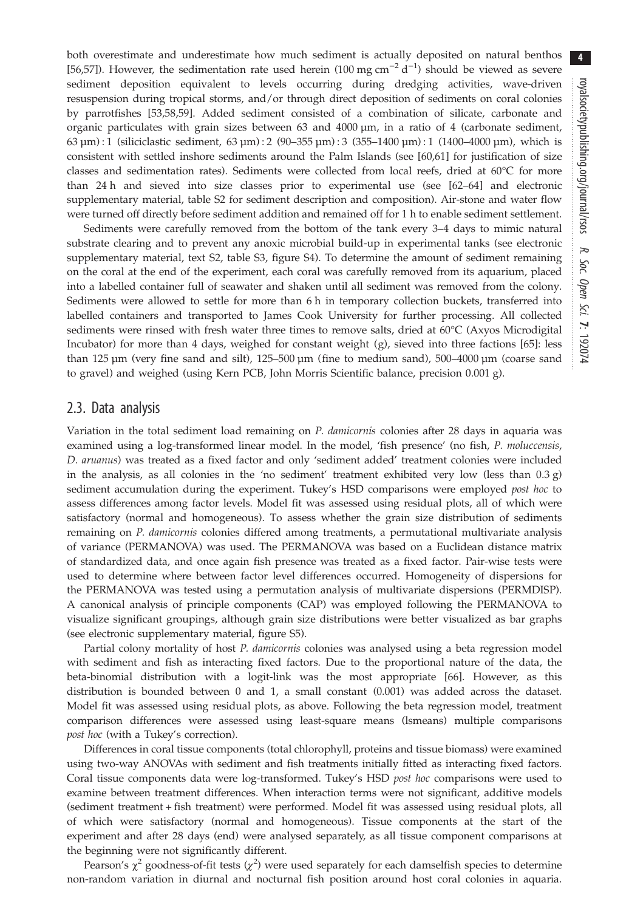both overestimate and underestimate how much sediment is actually deposited on natural benthos [56,57]). However, the sedimentation rate used herein (100 mg $cm^{-2}$ $d^{-1}$) should be viewed as severe sediment deposition equivalent to levels occurring during dredging activities, wave-driven resuspension during tropical storms, and/or through direct deposition of sediments on coral colonies by parrotfishes [53,58,59]. Added sediment consisted of a combination of silicate, carbonate and organic particulates with grain sizes between 63 and 4000 µm, in a ratio of 4 (carbonate sediment, 63 µm) : 1 (siliciclastic sediment, 63 µm) : 2 (90–355 µm) : 3 (355–1400 µm) : 1 (1400–4000 µm), which is consistent with settled inshore sediments around the Palm Islands (see [60,61] for justification of size classes and sedimentation rates). Sediments were collected from local reefs, dried at 60°C for more than 24 h and sieved into size classes prior to experimental use (see [62–64] and electronic supplementary material, table S2 for sediment description and composition). Air-stone and water flow were turned off directly before sediment addition and remained off for 1 h to enable sediment settlement.

Sediments were carefully removed from the bottom of the tank every 3–4 days to mimic natural substrate clearing and to prevent any anoxic microbial build-up in experimental tanks (see electronic supplementary material, text S2, table S3, figure S4). To determine the amount of sediment remaining on the coral at the end of the experiment, each coral was carefully removed from its aquarium, placed into a labelled container full of seawater and shaken until all sediment was removed from the colony. Sediments were allowed to settle for more than 6 h in temporary collection buckets, transferred into labelled containers and transported to James Cook University for further processing. All collected sediments were rinsed with fresh water three times to remove salts, dried at 60°C (Axyos Microdigital Incubator) for more than 4 days, weighed for constant weight (g), sieved into three factions [65]: less than 125 µm (very fine sand and silt), 125–500 µm (fine to medium sand), 500–4000 µm (coarse sand to gravel) and weighed (using Kern PCB, John Morris Scientific balance, precision 0.001 g).

## 2.3. Data analysis

Variation in the total sediment load remaining on *P. damicornis* colonies after 28 days in aquaria was examined using a log-transformed linear model. In the model, 'fish presence' (no fish, *P. moluccensis*, *D. aruanus*) was treated as a fixed factor and only 'sediment added' treatment colonies were included in the analysis, as all colonies in the 'no sediment' treatment exhibited very low (less than 0.3 g) sediment accumulation during the experiment. Tukey's HSD comparisons were employed *post hoc* to assess differences among factor levels. Model fit was assessed using residual plots, all of which were satisfactory (normal and homogeneous). To assess whether the grain size distribution of sediments remaining on *P. damicornis* colonies differed among treatments, a permutational multivariate analysis of variance (PERMANOVA) was used. The PERMANOVA was based on a Euclidean distance matrix of standardized data, and once again fish presence was treated as a fixed factor. Pair-wise tests were used to determine where between factor level differences occurred. Homogeneity of dispersions for the PERMANOVA was tested using a permutation analysis of multivariate dispersions (PERMDISP). A canonical analysis of principle components (CAP) was employed following the PERMANOVA to visualize significant groupings, although grain size distributions were better visualized as bar graphs (see electronic supplementary material, figure S5).

Partial colony mortality of host *P. damicornis* colonies was analysed using a beta regression model with sediment and fish as interacting fixed factors. Due to the proportional nature of the data, the beta-binomial distribution with a logit-link was the most appropriate [66]. However, as this distribution is bounded between 0 and 1, a small constant (0.001) was added across the dataset. Model fit was assessed using residual plots, as above. Following the beta regression model, treatment comparison differences were assessed using least-square means (lsmeans) multiple comparisons *post hoc* (with a Tukey's correction).

Differences in coral tissue components (total chlorophyll, proteins and tissue biomass) were examined using two-way ANOVAs with sediment and fish treatments initially fitted as interacting fixed factors. Coral tissue components data were log-transformed. Tukey's HSD *post hoc* comparisons were used to examine between treatment differences. When interaction terms were not significant, additive models (sediment treatment + fish treatment) were performed. Model fit was assessed using residual plots, all of which were satisfactory (normal and homogeneous). Tissue components at the start of the experiment and after 28 days (end) were analysed separately, as all tissue component comparisons at the beginning were not significantly different.

Pearson's $\chi^2$ goodness-of-fit tests ($\chi^2$) were used separately for each damselfish species to determine non-random variation in diurnal and nocturnal fish position around host coral colonies in aquaria.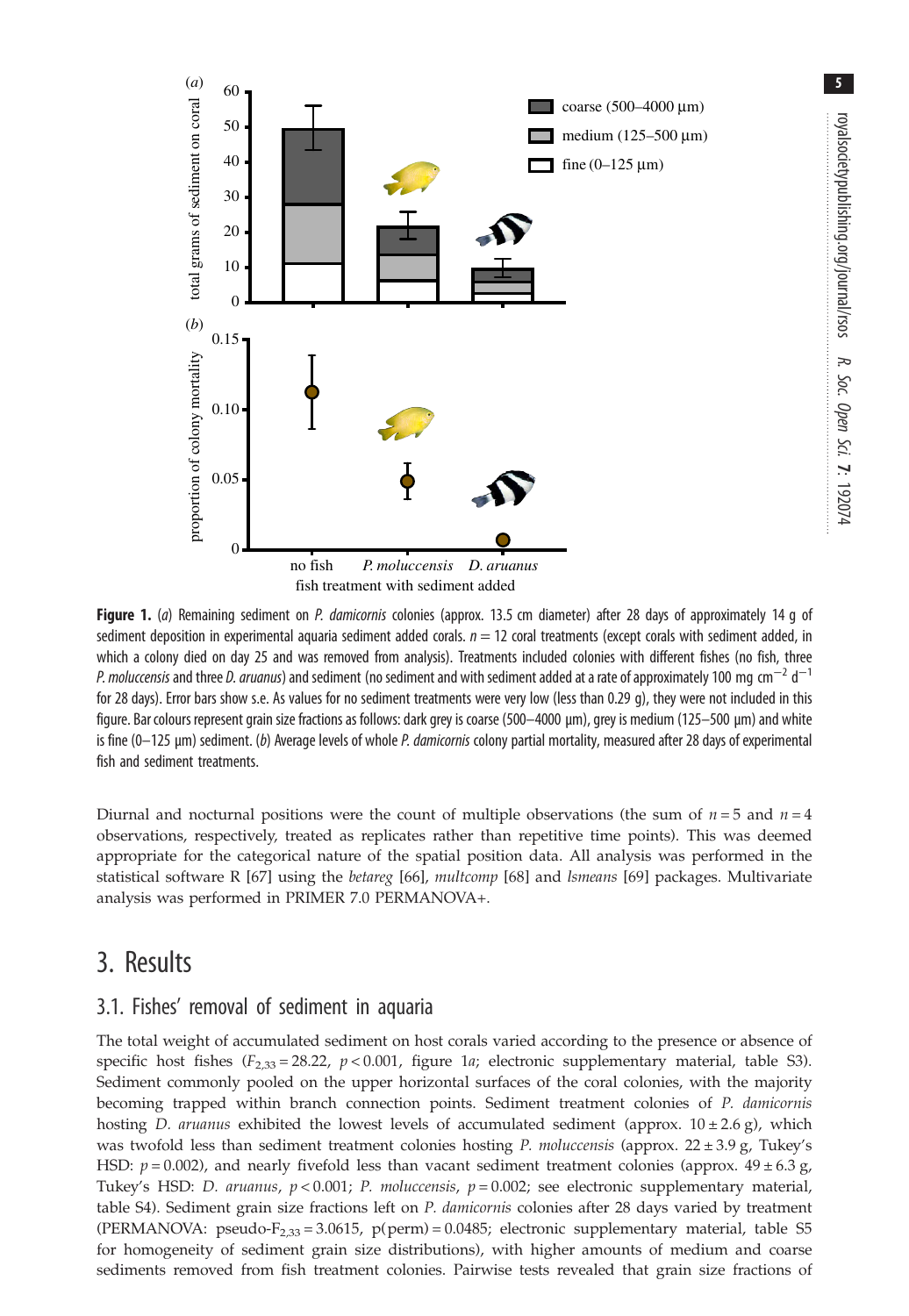**Figure 1.** (*a*) Remaining sediment on *P. damicornis* colonies (approx. 13.5 cm diameter) after 28 days of approximately 14 g of sediment deposition in experimental aquaria sediment added corals. $n = 12$ coral treatments (except corals with sediment added, in which a colony died on day 25 and was removed from analysis). Treatments included colonies with different fishes (no fish, three *P. moluccensis* and three *D. aruanus*) and sediment (no sediment and with sediment added at a rate of approximately 100 mg $cm^{-2}$ $d^{-1}$ for 28 days). Error bars show s.e. As values for no sediment treatments were very low (less than 0.29 g), they were not included in this figure. Bar colours represent grain size fractions as follows: dark grey is coarse (500–4000 µm), grey is medium (125–500 µm) and white is fine (0–125 µm) sediment. (*b*) Average levels of whole *P. damicornis* colony partial mortality, measured after 28 days of experimental fish and sediment treatments.

Diurnal and nocturnal positions were the count of multiple observations (the sum of $n = 5$ and $n = 4$ observations, respectively, treated as replicates rather than repetitive time points). This was deemed appropriate for the categorical nature of the spatial position data. All analysis was performed in the statistical software R [67] using the *betareg* [66], *multcomp* [68] and *lsmeans* [69] packages. Multivariate analysis was performed in PRIMER 7.0 PERMANOVA+.

## 3. Results

### 3.1. Fishes' removal of sediment in aquaria

The total weight of accumulated sediment on host corals varied according to the presence or absence of specific host fishes ($F_{2,33} = 28.22$, $p < 0.001$, figure 1*a*; electronic supplementary material, table S3). Sediment commonly pooled on the upper horizontal surfaces of the coral colonies, with the majority becoming trapped within branch connection points. Sediment treatment colonies of *P. damicornis* hosting *D. aruanus* exhibited the lowest levels of accumulated sediment (approx. $10 \pm 2.6$ g), which was twofold less than sediment treatment colonies hosting *P. moluccensis* (approx. $22 \pm 3.9$ g, Tukey's HSD: $p = 0.002$), and nearly fivefold less than vacant sediment treatment colonies (approx. $49 \pm 6.3$ g, Tukey's HSD: *D. aruanus*, $p < 0.001$; *P. moluccensis*, $p = 0.002$; see electronic supplementary material, table S4). Sediment grain size fractions left on *P. damicornis* colonies after 28 days varied by treatment (PERMANOVA: pseudo-$F_{2,33} = 3.0615$, p(perm) = 0.0485; electronic supplementary material, table S5 for homogeneity of sediment grain size distributions), with higher amounts of medium and coarse sediments removed from fish treatment colonies. Pairwise tests revealed that grain size fractions of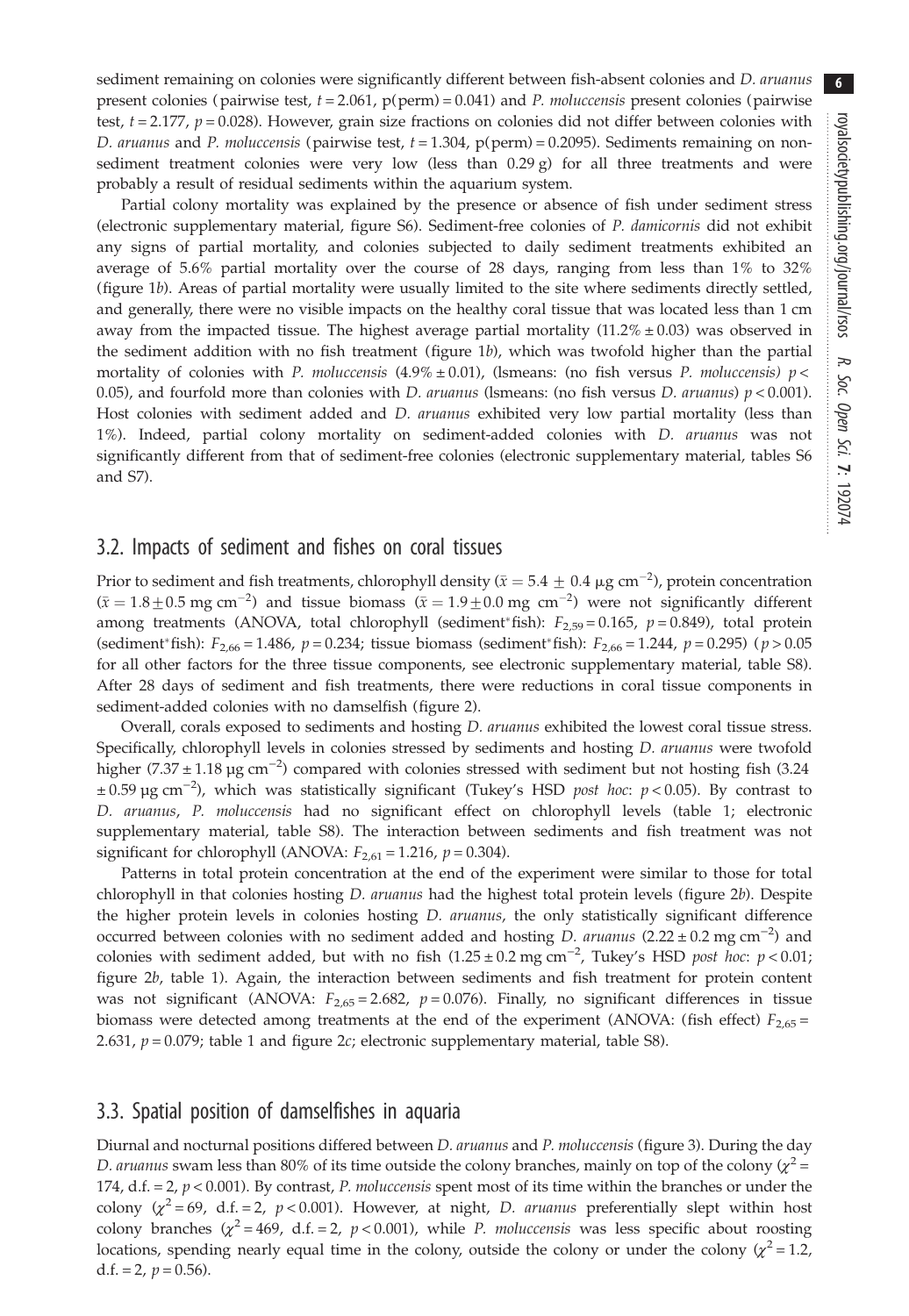sediment remaining on colonies were significantly different between fish-absent colonies and *D. aruanus* present colonies (pairwise test, $t = 2.061$, p(perm) = 0.041) and *P. moluccensis* present colonies (pairwise test, $t = 2.177$, $p = 0.028$). However, grain size fractions on colonies did not differ between colonies with *D. aruanus* and *P. moluccensis* (pairwise test, $t = 1.304$, p(perm) = 0.2095). Sediments remaining on non-sediment treatment colonies were very low (less than 0.29 g) for all three treatments and were probably a result of residual sediments within the aquarium system.

Partial colony mortality was explained by the presence or absence of fish under sediment stress (electronic supplementary material, figure S6). Sediment-free colonies of *P. damicornis* did not exhibit any signs of partial mortality, and colonies subjected to daily sediment treatments exhibited an average of 5.6% partial mortality over the course of 28 days, ranging from less than 1% to 32% (figure 1*b*). Areas of partial mortality were usually limited to the site where sediments directly settled, and generally, there were no visible impacts on the healthy coral tissue that was located less than 1 cm away from the impacted tissue. The highest average partial mortality (11.2% ± 0.03) was observed in the sediment addition with no fish treatment (figure 1*b*), which was twofold higher than the partial mortality of colonies with *P. moluccensis* (4.9% ± 0.01), (lsmeans: (no fish versus *P. moluccensis*) $p < 0.05$), and fourfold more than colonies with *D. aruanus* (lsmeans: (no fish versus *D. aruanus*) $p < 0.001$). Host colonies with sediment added and *D. aruanus* exhibited very low partial mortality (less than 1%). Indeed, partial colony mortality on sediment-added colonies with *D. aruanus* was not significantly different from that of sediment-free colonies (electronic supplementary material, tables S6 and S7).

## 3.2. Impacts of sediment and fishes on coral tissues

Prior to sediment and fish treatments, chlorophyll density ($\bar{x} = 5.4 \pm 0.4$ μg cm$^{-2}$), protein concentration ($\bar{x} = 1.8 \pm 0.5$ mg cm$^{-2}$) and tissue biomass ($\bar{x} = 1.9 \pm 0.0$ mg cm$^{-2}$) were not significantly different among treatments (ANOVA, total chlorophyll (sediment*fish): $F_{2,59} = 0.165$, $p = 0.849$), total protein (sediment*fish): $F_{2,66} = 1.486$, $p = 0.234$; tissue biomass (sediment*fish): $F_{2,66} = 1.244$, $p = 0.295$) ($p > 0.05$ for all other factors for the three tissue components, see electronic supplementary material, table S8). After 28 days of sediment and fish treatments, there were reductions in coral tissue components in sediment-added colonies with no damselfish (figure 2).

Overall, corals exposed to sediments and hosting *D. aruanus* exhibited the lowest coral tissue stress. Specifically, chlorophyll levels in colonies stressed by sediments and hosting *D. aruanus* were twofold higher (7.37 ± 1.18 μg cm$^{-2}$) compared with colonies stressed with sediment but not hosting fish (3.24 ± 0.59 μg cm$^{-2}$), which was statistically significant (Tukey's HSD *post hoc*: $p < 0.05$). By contrast to *D. aruanus*, *P. moluccensis* had no significant effect on chlorophyll levels (table 1; electronic supplementary material, table S8). The interaction between sediments and fish treatment was not significant for chlorophyll (ANOVA: $F_{2,61} = 1.216$, $p = 0.304$).

Patterns in total protein concentration at the end of the experiment were similar to those for total chlorophyll in that colonies hosting *D. aruanus* had the highest total protein levels (figure 2*b*). Despite the higher protein levels in colonies hosting *D. aruanus*, the only statistically significant difference occurred between colonies with no sediment added and hosting *D. aruanus* (2.22 ± 0.2 mg cm$^{-2}$) and colonies with sediment added, but with no fish (1.25 ± 0.2 mg cm$^{-2}$, Tukey's HSD *post hoc*: $p < 0.01$; figure 2*b*, table 1). Again, the interaction between sediments and fish treatment for protein content was not significant (ANOVA: $F_{2,65} = 2.682$, $p = 0.076$). Finally, no significant differences in tissue biomass were detected among treatments at the end of the experiment (ANOVA: (fish effect) $F_{2,65} = 2.631$, $p = 0.079$; table 1 and figure 2*c*; electronic supplementary material, table S8).

## 3.3. Spatial position of damselfishes in aquaria

Diurnal and nocturnal positions differed between *D. aruanus* and *P. moluccensis* (figure 3). During the day *D. aruanus* swam less than 80% of its time outside the colony branches, mainly on top of the colony ($\chi^2 = 174$, d.f. = 2, $p < 0.001$). By contrast, *P. moluccensis* spent most of its time within the branches or under the colony ($\chi^2 = 69$, d.f. = 2, $p < 0.001$). However, at night, *D. aruanus* preferentially slept within host colony branches ($\chi^2 = 469$, d.f. = 2, $p < 0.001$), while *P. moluccensis* was less specific about roosting locations, spending nearly equal time in the colony, outside the colony or under the colony ($\chi^2 = 1.2$, d.f. = 2, $p = 0.56$).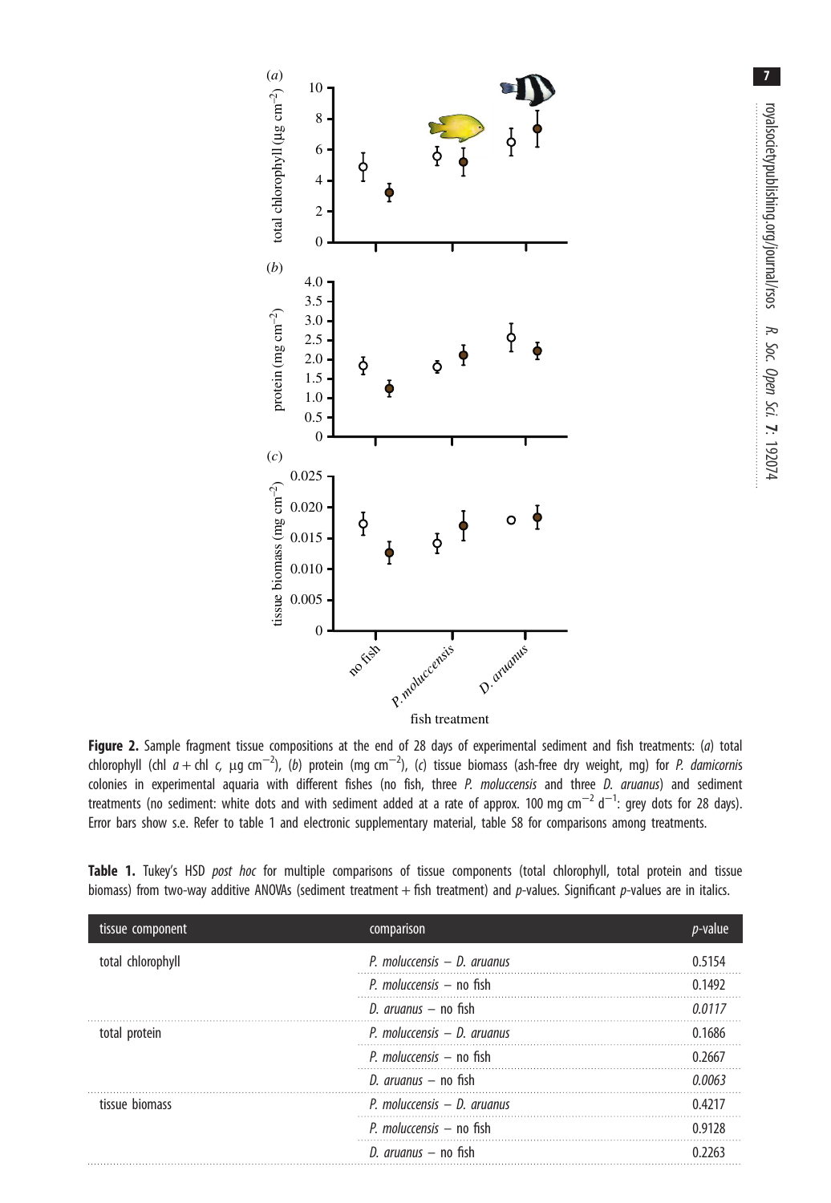**Figure 2.** Sample fragment tissue compositions at the end of 28 days of experimental sediment and fish treatments: (*a*) total chlorophyll (chl $a$ + chl $c$, μg cm$^{-2}$), (*b*) protein (mg cm$^{-2}$), (*c*) tissue biomass (ash-free dry weight, mg) for *P. damicornis* colonies in experimental aquaria with different fishes (no fish, three *P. moluccensis* and three *D. aruanus*) and sediment treatments (no sediment: white dots and with sediment added at a rate of approx. 100 mg cm$^{-2}$ d$^{-1}$: grey dots for 28 days). Error bars show s.e. Refer to table 1 and electronic supplementary material, table S8 for comparisons among treatments.

**Table 1.** Tukey's HSD *post hoc* for multiple comparisons of tissue components (total chlorophyll, total protein and tissue biomass) from two-way additive ANOVAs (sediment treatment + fish treatment) and *p*-values. Significant *p*-values are in italics.

| tissue component | comparison | *p*-value |
|---|---|---|
| total chlorophyll | *P. moluccensis* – *D. aruanus* | 0.5154 |
| | *P. moluccensis* – no fish | 0.1492 |
| | *D. aruanus* – no fish | *0.0117* |
| total protein | *P. moluccensis* – *D. aruanus* | 0.1686 |
| | *P. moluccensis* – no fish | 0.2667 |
| | *D. aruanus* – no fish | *0.0063* |
| tissue biomass | *P. moluccensis* – *D. aruanus* | 0.4217 |
| | *P. moluccensis* – no fish | 0.9128 |
| | *D. aruanus* – no fish | 0.2263 |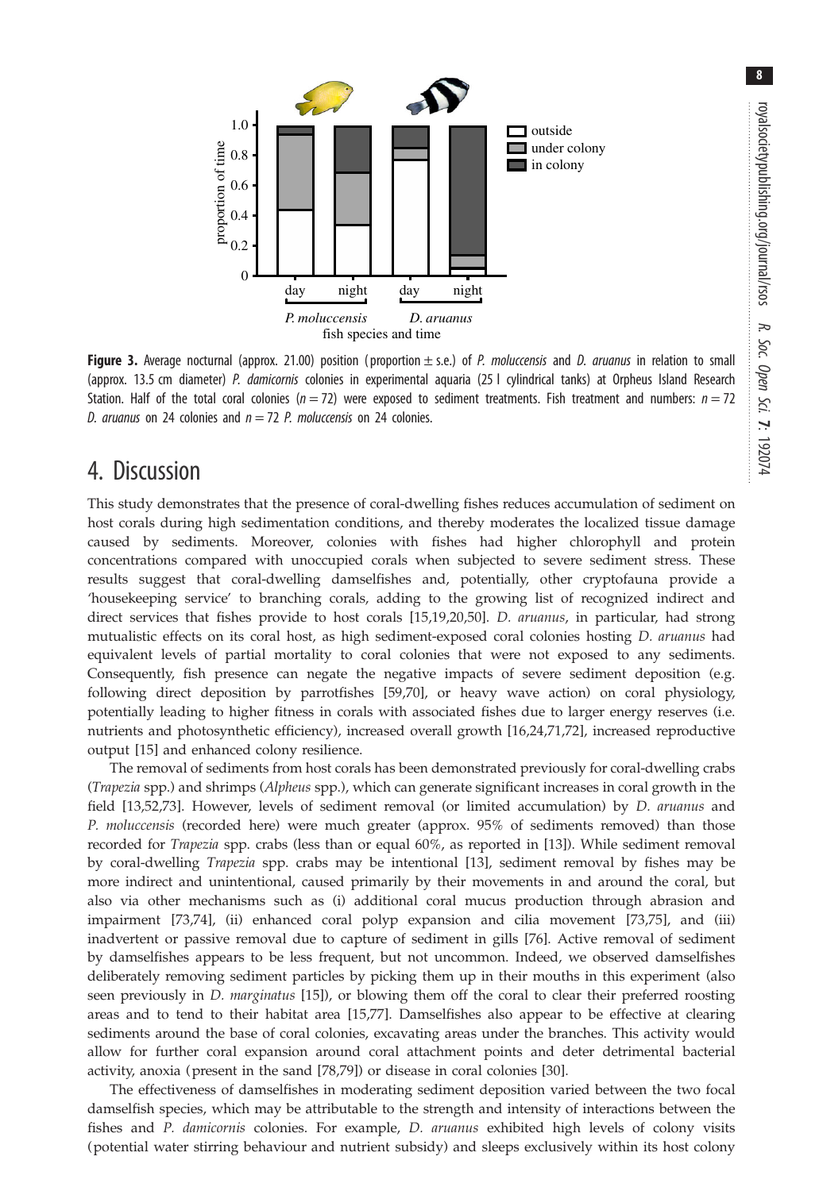**Figure 3.** Average nocturnal (approx. 21.00) position (proportion ± s.e.) of *P. moluccensis* and *D. aruanus* in relation to small (approx. 13.5 cm diameter) *P. damicornis* colonies in experimental aquaria (25 l cylindrical tanks) at Orpheus Island Research Station. Half of the total coral colonies ($n = 72$) were exposed to sediment treatments. Fish treatment and numbers: $n = 72$ *D. aruanus* on 24 colonies and $n = 72$ *P. moluccensis* on 24 colonies.

## 4. Discussion

This study demonstrates that the presence of coral-dwelling fishes reduces accumulation of sediment on host corals during high sedimentation conditions, and thereby moderates the localized tissue damage caused by sediments. Moreover, colonies with fishes had higher chlorophyll and protein concentrations compared with unoccupied corals when subjected to severe sediment stress. These results suggest that coral-dwelling damselfishes and, potentially, other cryptofauna provide a 'housekeeping service' to branching corals, adding to the growing list of recognized indirect and direct services that fishes provide to host corals [15,19,20,50]. *D. aruanus*, in particular, had strong mutualistic effects on its coral host, as high sediment-exposed coral colonies hosting *D. aruanus* had equivalent levels of partial mortality to coral colonies that were not exposed to any sediments. Consequently, fish presence can negate the negative impacts of severe sediment deposition (e.g. following direct deposition by parrotfishes [59,70], or heavy wave action) on coral physiology, potentially leading to higher fitness in corals with associated fishes due to larger energy reserves (i.e. nutrients and photosynthetic efficiency), increased overall growth [16,24,71,72], increased reproductive output [15] and enhanced colony resilience.

The removal of sediments from host corals has been demonstrated previously for coral-dwelling crabs (*Trapezia* spp.) and shrimps (*Alpheus* spp.), which can generate significant increases in coral growth in the field [13,52,73]. However, levels of sediment removal (or limited accumulation) by *D. aruanus* and *P. moluccensis* (recorded here) were much greater (approx. 95% of sediments removed) than those recorded for *Trapezia* spp. crabs (less than or equal 60%, as reported in [13]). While sediment removal by coral-dwelling *Trapezia* spp. crabs may be intentional [13], sediment removal by fishes may be more indirect and unintentional, caused primarily by their movements in and around the coral, but also via other mechanisms such as (i) additional coral mucus production through abrasion and impairment [73,74], (ii) enhanced coral polyp expansion and cilia movement [73,75], and (iii) inadvertent or passive removal due to capture of sediment in gills [76]. Active removal of sediment by damselfishes appears to be less frequent, but not uncommon. Indeed, we observed damselfishes deliberately removing sediment particles by picking them up in their mouths in this experiment (also seen previously in *D. marginatus* [15]), or blowing them off the coral to clear their preferred roosting areas and to tend to their habitat area [15,77]. Damselfishes also appear to be effective at clearing sediments around the base of coral colonies, excavating areas under the branches. This activity would allow for further coral expansion around coral attachment points and deter detrimental bacterial activity, anoxia (present in the sand [78,79]) or disease in coral colonies [30].

The effectiveness of damselfishes in moderating sediment deposition varied between the two focal damselfish species, which may be attributable to the strength and intensity of interactions between the fishes and *P. damicornis* colonies. For example, *D. aruanus* exhibited high levels of colony visits (potential water stirring behaviour and nutrient subsidy) and sleeps exclusively within its host colony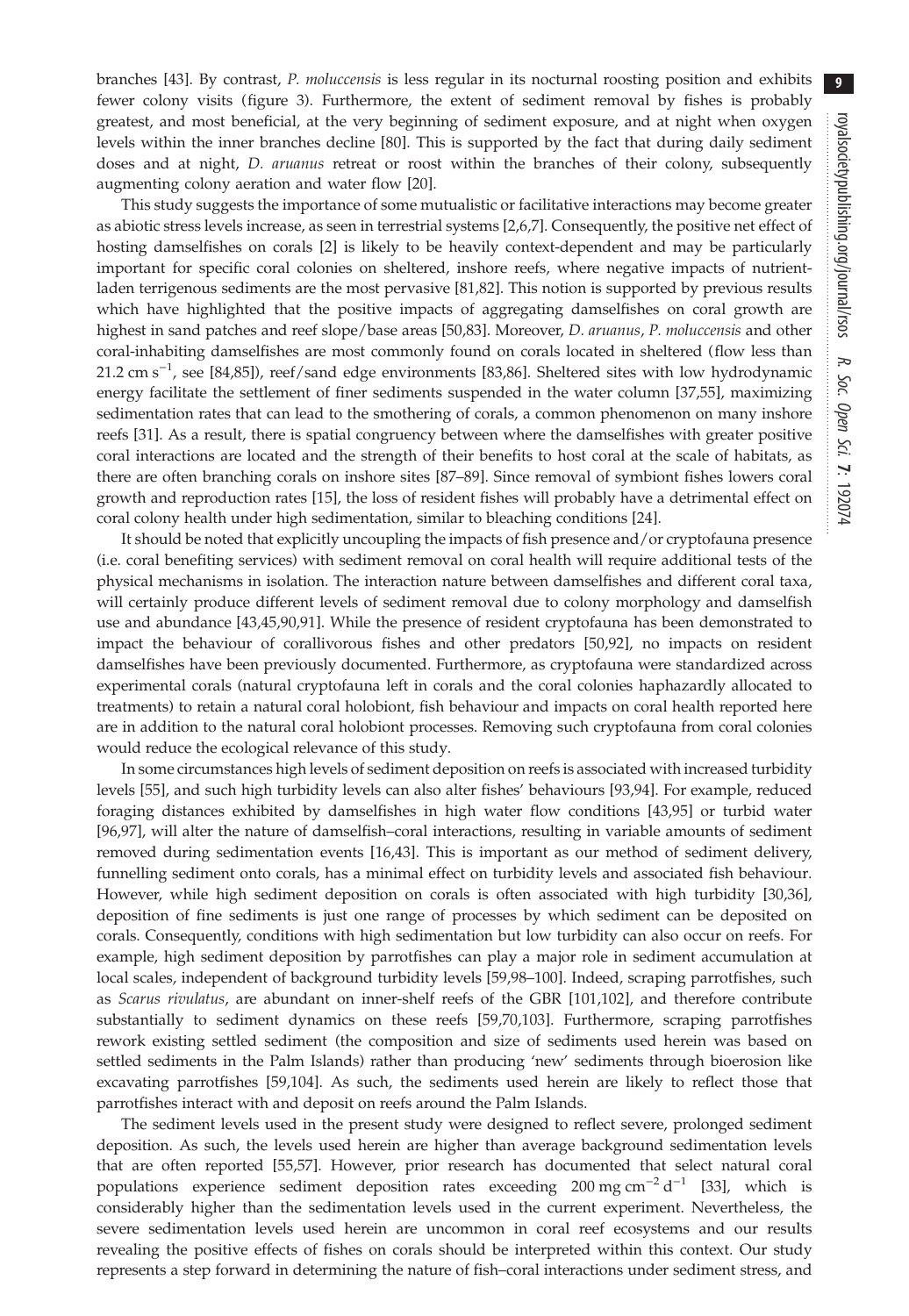branches [43]. By contrast, *P. moluccensis* is less regular in its nocturnal roosting position and exhibits fewer colony visits (figure 3). Furthermore, the extent of sediment removal by fishes is probably greatest, and most beneficial, at the very beginning of sediment exposure, and at night when oxygen levels within the inner branches decline [80]. This is supported by the fact that during daily sediment doses and at night, *D. aruanus* retreat or roost within the branches of their colony, subsequently augmenting colony aeration and water flow [20].

This study suggests the importance of some mutualistic or facilitative interactions may become greater as abiotic stress levels increase, as seen in terrestrial systems [2,6,7]. Consequently, the positive net effect of hosting damselfishes on corals [2] is likely to be heavily context-dependent and may be particularly important for specific coral colonies on sheltered, inshore reefs, where negative impacts of nutrient-laden terrigenous sediments are the most pervasive [81,82]. This notion is supported by previous results which have highlighted that the positive impacts of aggregating damselfishes on coral growth are highest in sand patches and reef slope/base areas [50,83]. Moreover, *D. aruanus*, *P. moluccensis* and other coral-inhabiting damselfishes are most commonly found on corals located in sheltered (flow less than 21.2 cm $s^{-1}$, see [84,85]), reef/sand edge environments [83,86]. Sheltered sites with low hydrodynamic energy facilitate the settlement of finer sediments suspended in the water column [37,55], maximizing sedimentation rates that can lead to the smothering of corals, a common phenomenon on many inshore reefs [31]. As a result, there is spatial congruency between where the damselfishes with greater positive coral interactions are located and the strength of their benefits to host coral at the scale of habitats, as there are often branching corals on inshore sites [87–89]. Since removal of symbiont fishes lowers coral growth and reproduction rates [15], the loss of resident fishes will probably have a detrimental effect on coral colony health under high sedimentation, similar to bleaching conditions [24].

It should be noted that explicitly uncoupling the impacts of fish presence and/or cryptofauna presence (i.e. coral benefiting services) with sediment removal on coral health will require additional tests of the physical mechanisms in isolation. The interaction nature between damselfishes and different coral taxa, will certainly produce different levels of sediment removal due to colony morphology and damselfish use and abundance [43,45,90,91]. While the presence of resident cryptofauna has been demonstrated to impact the behaviour of corallivorous fishes and other predators [50,92], no impacts on resident damselfishes have been previously documented. Furthermore, as cryptofauna were standardized across experimental corals (natural cryptofauna left in corals and the coral colonies haphazardly allocated to treatments) to retain a natural coral holobiont, fish behaviour and impacts on coral health reported here are in addition to the natural coral holobiont processes. Removing such cryptofauna from coral colonies would reduce the ecological relevance of this study.

In some circumstances high levels of sediment deposition on reefs is associated with increased turbidity levels [55], and such high turbidity levels can also alter fishes' behaviours [93,94]. For example, reduced foraging distances exhibited by damselfishes in high water flow conditions [43,95] or turbid water [96,97], will alter the nature of damselfish–coral interactions, resulting in variable amounts of sediment removed during sedimentation events [16,43]. This is important as our method of sediment delivery, funnelling sediment onto corals, has a minimal effect on turbidity levels and associated fish behaviour. However, while high sediment deposition on corals is often associated with high turbidity [30,36], deposition of fine sediments is just one range of processes by which sediment can be deposited on corals. Consequently, conditions with high sedimentation but low turbidity can also occur on reefs. For example, high sediment deposition by parrotfishes can play a major role in sediment accumulation at local scales, independent of background turbidity levels [59,98–100]. Indeed, scraping parrotfishes, such as *Scarus rivulatus*, are abundant on inner-shelf reefs of the GBR [101,102], and therefore contribute substantially to sediment dynamics on these reefs [59,70,103]. Furthermore, scraping parrotfishes rework existing settled sediment (the composition and size of sediments used herein was based on settled sediments in the Palm Islands) rather than producing 'new' sediments through bioerosion like excavating parrotfishes [59,104]. As such, the sediments used herein are likely to reflect those that parrotfishes interact with and deposit on reefs around the Palm Islands.

The sediment levels used in the present study were designed to reflect severe, prolonged sediment deposition. As such, the levels used herein are higher than average background sedimentation levels that are often reported [55,57]. However, prior research has documented that select natural coral populations experience sediment deposition rates exceeding 200 mg $cm^{-2}$ $d^{-1}$ [33], which is considerably higher than the sedimentation levels used in the current experiment. Nevertheless, the severe sedimentation levels used herein are uncommon in coral reef ecosystems and our results revealing the positive effects of fishes on corals should be interpreted within this context. Our study represents a step forward in determining the nature of fish–coral interactions under sediment stress, and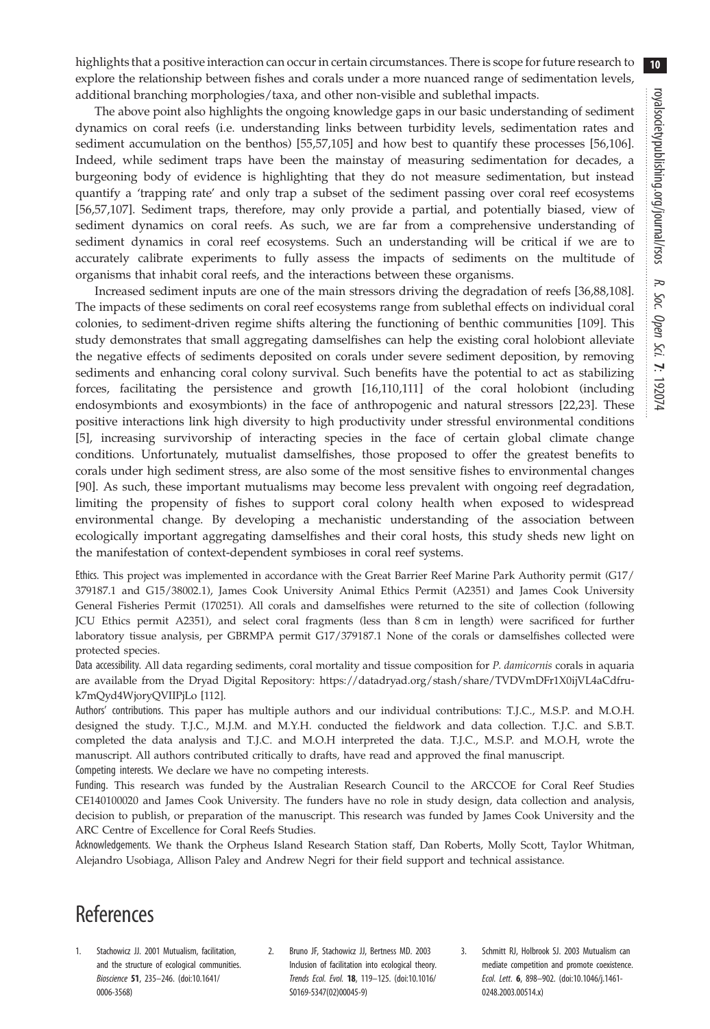highlights that a positive interaction can occur in certain circumstances. There is scope for future research to explore the relationship between fishes and corals under a more nuanced range of sedimentation levels, additional branching morphologies/taxa, and other non-visible and sublethal impacts.

The above point also highlights the ongoing knowledge gaps in our basic understanding of sediment dynamics on coral reefs (i.e. understanding links between turbidity levels, sedimentation rates and sediment accumulation on the benthos) [55,57,105] and how best to quantify these processes [56,106]. Indeed, while sediment traps have been the mainstay of measuring sedimentation for decades, a burgeoning body of evidence is highlighting that they do not measure sedimentation, but instead quantify a 'trapping rate' and only trap a subset of the sediment passing over coral reef ecosystems [56,57,107]. Sediment traps, therefore, may only provide a partial, and potentially biased, view of sediment dynamics on coral reefs. As such, we are far from a comprehensive understanding of sediment dynamics in coral reef ecosystems. Such an understanding will be critical if we are to accurately calibrate experiments to fully assess the impacts of sediments on the multitude of organisms that inhabit coral reefs, and the interactions between these organisms.

Increased sediment inputs are one of the main stressors driving the degradation of reefs [36,88,108]. The impacts of these sediments on coral reef ecosystems range from sublethal effects on individual coral colonies, to sediment-driven regime shifts altering the functioning of benthic communities [109]. This study demonstrates that small aggregating damselfishes can help the existing coral holobiont alleviate the negative effects of sediments deposited on corals under severe sediment deposition, by removing sediments and enhancing coral colony survival. Such benefits have the potential to act as stabilizing forces, facilitating the persistence and growth [16,110,111] of the coral holobiont (including endosymbionts and exosymbionts) in the face of anthropogenic and natural stressors [22,23]. These positive interactions link high diversity to high productivity under stressful environmental conditions [5], increasing survivorship of interacting species in the face of certain global climate change conditions. Unfortunately, mutualist damselfishes, those proposed to offer the greatest benefits to corals under high sediment stress, are also some of the most sensitive fishes to environmental changes [90]. As such, these important mutualisms may become less prevalent with ongoing reef degradation, limiting the propensity of fishes to support coral colony health when exposed to widespread environmental change. By developing a mechanistic understanding of the association between ecologically important aggregating damselfishes and their coral hosts, this study sheds new light on the manifestation of context-dependent symbioses in coral reef systems.

Ethics. This project was implemented in accordance with the Great Barrier Reef Marine Park Authority permit (G17/379187.1 and G15/38002.1), James Cook University Animal Ethics Permit (A2351) and James Cook University General Fisheries Permit (170251). All corals and damselfishes were returned to the site of collection (following JCU Ethics permit A2351), and select coral fragments (less than 8 cm in length) were sacrificed for further laboratory tissue analysis, per GBRMPA permit G17/379187.1 None of the corals or damselfishes collected were protected species.

Data accessibility. All data regarding sediments, coral mortality and tissue composition for *P. damicornis* corals in aquaria are available from the Dryad Digital Repository: https://datadryad.org/stash/share/TVDVmDFr1X0ijVL4aCdfru-k7mQyd4WjoryQVIIPjLo [112].

Authors' contributions. This paper has multiple authors and our individual contributions: T.J.C., M.S.P. and M.O.H. designed the study. T.J.C., M.J.M. and M.Y.H. conducted the fieldwork and data collection. T.J.C. and S.B.T. completed the data analysis and T.J.C. and M.O.H interpreted the data. T.J.C., M.S.P. and M.O.H, wrote the manuscript. All authors contributed critically to drafts, have read and approved the final manuscript.

Competing interests. We declare we have no competing interests.

Funding. This research was funded by the Australian Research Council to the ARCCOE for Coral Reef Studies CE140100020 and James Cook University. The funders have no role in study design, data collection and analysis, decision to publish, or preparation of the manuscript. This research was funded by James Cook University and the ARC Centre of Excellence for Coral Reefs Studies.

Acknowledgements. We thank the Orpheus Island Research Station staff, Dan Roberts, Molly Scott, Taylor Whitman, Alejandro Usobiaga, Allison Paley and Andrew Negri for their field support and technical assistance.

# References

1. Stachowicz JJ. 2001 Mutualism, facilitation, and the structure of ecological communities. *Bioscience* **51**, 235–246. (doi:10.1641/0006-3568)
2. Bruno JF, Stachowicz JJ, Bertness MD. 2003 Inclusion of facilitation into ecological theory. *Trends Ecol. Evol.* **18**, 119–125. (doi:10.1016/S0169-5347(02)00045-9)
3. Schmitt RJ, Holbrook SJ. 2003 Mutualism can mediate competition and promote coexistence. *Ecol. Lett.* **6**, 898–902. (doi:10.1046/j.1461-0248.2003.00514.x)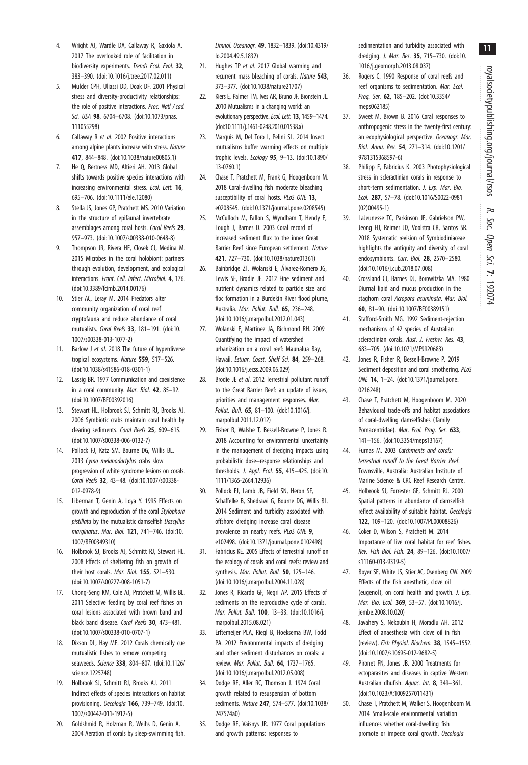4. Wright AJ, Wardle DA, Callaway R, Gaxiola A. 2017 The overlooked role of facilitation in biodiversity experiments. *Trends Ecol. Evol.* **32**, 383–390. (doi:10.1016/j.tree.2017.02.011)
5. Mulder CPH, Uliassi DD, Doak DF. 2001 Physical stress and diversity-productivity relationships: the role of positive interactions. *Proc. Natl Acad. Sci. USA* **98**, 6704–6708. (doi:10.1073/pnas.111055298)
6. Callaway R *et al*. 2002 Positive interactions among alpine plants increase with stress. *Nature* **417**, 844–848. (doi:10.1038/nature00805.1)
7. He Q, Bertness MD, Altieri AH. 2013 Global shifts towards positive species interactions with increasing environmental stress. *Ecol. Lett.* **16**, 695–706. (doi:10.1111/ele.12080)
8. Stella JS, Jones GP, Pratchett MS. 2010 Variation in the structure of epifaunal invertebrate assemblages among coral hosts. *Coral Reefs* **29**, 957–973. (doi:10.1007/s00338-010-0648-8)
9. Thompson JR, Rivera HE, Closek CJ, Medina M. 2015 Microbes in the coral holobiont: partners through evolution, development, and ecological interactions. *Front. Cell. Infect. Microbiol.* **4**, 176. (doi:10.3389/fcimb.2014.00176)
10. Stier AC, Leray M. 2014 Predators alter community organization of coral reef cryptofauna and reduce abundance of coral mutualists. *Coral Reefs* **33**, 181–191. (doi:10.1007/s00338-013-1077-2)
11. Barlow J *et al*. 2018 The future of hyperdiverse tropical ecosystems. *Nature* **559**, 517–526. (doi:10.1038/s41586-018-0301-1)
12. Lassig BR. 1977 Communication and coexistence in a coral community. *Mar. Biol.* **42**, 85–92. (doi:10.1007/BF00392016)
13. Stewart HL, Holbrook SJ, Schmitt RJ, Brooks AJ. 2006 Symbiotic crabs maintain coral health by clearing sediments. *Coral Reefs* **25**, 609–615. (doi:10.1007/s00338-006-0132-7)
14. Pollock FJ, Katz SM, Bourne DG, Willis BL. 2013 *Cymo melanodactylus* crabs slow progression of white syndrome lesions on corals. *Coral Reefs* **32**, 43–48. (doi:10.1007/s00338-012-0978-9)
15. Liberman T, Genin A, Loya Y. 1995 Effects on growth and reproduction of the coral *Stylophora pistillata* by the mutualistic damselfish *Dascyllus marginatus*. *Mar. Biol.* **121**, 741–746. (doi:10.1007/BF00349310)
16. Holbrook SJ, Brooks AJ, Schmitt RJ, Stewart HL. 2008 Effects of sheltering fish on growth of their host corals. *Mar. Biol.* **155**, 521–530. (doi:10.1007/s00227-008-1051-7)
17. Chong-Seng KM, Cole AJ, Pratchett M, Willis BL. 2011 Selective feeding by coral reef fishes on coral lesions associated with brown band and black band disease. *Coral Reefs* **30**, 473–481. (doi:10.1007/s00338-010-0707-1)
18. Dixson DL, Hay ME. 2012 Corals chemically cue mutualistic fishes to remove competing seaweeds. *Science* **338**, 804–807. (doi:10.1126/science.1225748)
19. Holbrook SJ, Schmitt RJ, Brooks AJ. 2011 Indirect effects of species interactions on habitat provisioning. *Oecologia* **166**, 739–749. (doi:10.1007/s00442-011-1912-5)
20. Goldshmid R, Holzman R, Weihs D, Genin A. 2004 Aeration of corals by sleep-swimming fish. *Limnol. Oceanogr.* **49**, 1832–1839. (doi:10.4319/lo.2004.49.5.1832)
21. Hughes TP *et al*. 2017 Global warming and recurrent mass bleaching of corals. *Nature* **543**, 373–377. (doi:10.1038/nature21707)
22. Kiers E, Palmer TM, Ives AR, Bruno JF, Bronstein JL. 2010 Mutualisms in a changing world: an evolutionary perspective. *Ecol. Lett.* **13**, 1459–1474. (doi:10.1111/j.1461-0248.2010.01538.x)
23. Marquis M, Del Toro I, Pelini SL. 2014 Insect mutualisms buffer warming effects on multiple trophic levels. *Ecology* **95**, 9–13. (doi:10.1890/13-0760.1)
24. Chase T, Pratchett M, Frank G, Hoogenboom M. 2018 Coral-dwelling fish moderate bleaching susceptibility of coral hosts. *PLoS ONE* **13**, e0208545. (doi:10.1371/journal.pone.0208545)
25. McCulloch M, Fallon S, Wyndham T, Hendy E, Lough J, Barnes D. 2003 Coral record of increased sediment flux to the inner Great Barrier Reef since European settlement. *Nature* **421**, 727–730. (doi:10.1038/nature01361)
26. Bainbridge ZT, Wolanski E, Álvarez-Romero JG, Lewis SE, Brodie JE. 2012 Fine sediment and nutrient dynamics related to particle size and floc formation in a Burdekin River flood plume, Australia. *Mar. Pollut. Bull.* **65**, 236–248. (doi:10.1016/j.marpolbul.2012.01.043)
27. Wolanski E, Martinez JA, Richmond RH. 2009 Quantifying the impact of watershed urbanization on a coral reef: Maunalua Bay, Hawaii. *Estuar. Coast. Shelf Sci.* **84**, 259–268. (doi:10.1016/j.ecss.2009.06.029)
28. Brodie JE *et al*. 2012 Terrestrial pollutant runoff to the Great Barrier Reef: an update of issues, priorities and management responses. *Mar. Pollut. Bull.* **65**, 81–100. (doi:10.1016/j.marpolbul.2011.12.012)
29. Fisher R, Walshe T, Bessell-Browne P, Jones R. 2018 Accounting for environmental uncertainty in the management of dredging impacts using probabilistic dose–response relationships and thresholds. *J. Appl. Ecol.* **55**, 415–425. (doi:10.1111/1365-2664.12936)
30. Pollock FJ, Lamb JB, Field SN, Heron SF, Schaffelke B, Shedrawi G, Bourne DG, Willis BL. 2014 Sediment and turbidity associated with offshore dredging increase coral disease prevalence on nearby reefs. *PLoS ONE* **9**, e102498. (doi:10.1371/journal.pone.0102498)
31. Fabricius KE. 2005 Effects of terrestrial runoff on the ecology of corals and coral reefs: review and synthesis. *Mar. Pollut. Bull.* **50**, 125–146. (doi:10.1016/j.marpolbul.2004.11.028)
32. Jones R, Ricardo GF, Negri AP. 2015 Effects of sediments on the reproductive cycle of corals. *Mar. Pollut. Bull.* **100**, 13–33. (doi:10.1016/j.marpolbul.2015.08.021)
33. Erftemeijer PLA, Riegl B, Hoeksema BW, Todd PA. 2012 Environmental impacts of dredging and other sediment disturbances on corals: a review. *Mar. Pollut. Bull.* **64**, 1737–1765. (doi:10.1016/j.marpolbul.2012.05.008)
34. Dodge RE, Aller RC, Thomson J. 1974 Coral growth related to resuspension of bottom sediments. *Nature* **247**, 574–577. (doi:10.1038/247574a0)
35. Dodge RE, Vaisnys JR. 1977 Coral populations and growth patterns: responses to sedimentation and turbidity associated with dredging. *J. Mar. Res.* **35**, 715–730. (doi:10.1016/j.geomorph.2013.08.037)
36. Rogers C. 1990 Response of coral reefs and reef organisms to sedimentation. *Mar. Ecol. Prog. Ser.* **62**, 185–202. (doi:10.3354/meps062185)
37. Sweet M, Brown B. 2016 Coral responses to anthropogenic stress in the twenty-first century: an ecophysiological perspective. *Oceanogr. Mar. Biol. Annu. Rev.* **54**, 271–314. (doi:10.1201/9781315368597-6)
38. Philipp E, Fabricius K. 2003 Photophysiological stress in scleractinian corals in response to short-term sedimentation. *J. Exp. Mar. Bio. Ecol.* **287**, 57–78. (doi:10.1016/S0022-0981(02)00495-1)
39. LaJeunesse TC, Parkinson JE, Gabrielson PW, Jeong HJ, Reimer JD, Voolstra CR, Santos SR. 2018 Systematic revision of Symbiodiniaceae highlights the antiquity and diversity of coral endosymbionts. *Curr. Biol.* **28**, 2570–2580. (doi:10.1016/j.cub.2018.07.008)
40. Crossland CJ, Barnes DJ, Borowitzka MA. 1980 Diurnal lipid and mucus production in the staghorn coral *Acropora acuminata*. *Mar. Biol.* **60**, 81–90. (doi:10.1007/BF00389151)
41. Stafford-Smith MG. 1992 Sediment-rejection mechanisms of 42 species of Australian scleractinian corals. *Aust. J. Freshw. Res.* **43**, 683–705. (doi:10.1071/MF9920683)
42. Jones R, Fisher R, Bessell-Browne P. 2019 Sediment deposition and coral smothering. *PLoS ONE* **14**, 1–24. (doi:10.1371/journal.pone.0216248)
43. Chase T, Pratchett M, Hoogenboom M. 2020 Behavioural trade-offs and habitat associations of coral-dwelling damselfishes (family Pomacentridae). *Mar. Ecol. Prog. Ser.* **633**, 141–156. (doi:10.3354/meps13167)
44. Furnas M. 2003 *Catchments and corals: terrestrial runoff to the Great Barrier Reef*. Townsville, Australia: Australian Institute of Marine Science & CRC Reef Research Centre.
45. Holbrook SJ, Forrester GE, Schmitt RJ. 2000 Spatial patterns in abundance of damselfish reflect availability of suitable habitat. *Oecologia* **122**, 109–120. (doi:10.1007/PL00008826)
46. Coker D, Wilson S, Pratchett M. 2014 Importance of live coral habitat for reef fishes. *Rev. Fish Biol. Fish.* **24**, 89–126. (doi:10.1007/s11160-013-9319-5)
47. Boyer SE, White JS, Stier AC, Osenberg CW. 2009 Effects of the fish anesthetic, clove oil (eugenol), on coral health and growth. *J. Exp. Mar. Bio. Ecol.* **369**, 53–57. (doi:10.1016/j.jembe.2008.10.020)
48. Javahery S, Nekoubin H, Moradlu AH. 2012 Effect of anaesthesia with clove oil in fish (review). *Fish Physiol. Biochem.* **38**, 1545–1552. (doi:10.1007/s10695-012-9682-5)
49. Pironet FN, Jones JB. 2000 Treatments for ectoparasites and diseases in captive Western Australian dhufish. *Aquac. Int.* **8**, 349–361. (doi:10.1023/A:1009257011431)
50. Chase T, Pratchett M, Walker S, Hoogenboom M. 2014 Small-scale environmental variation influences whether coral-dwelling fish promote or impede coral growth. *Oecologia*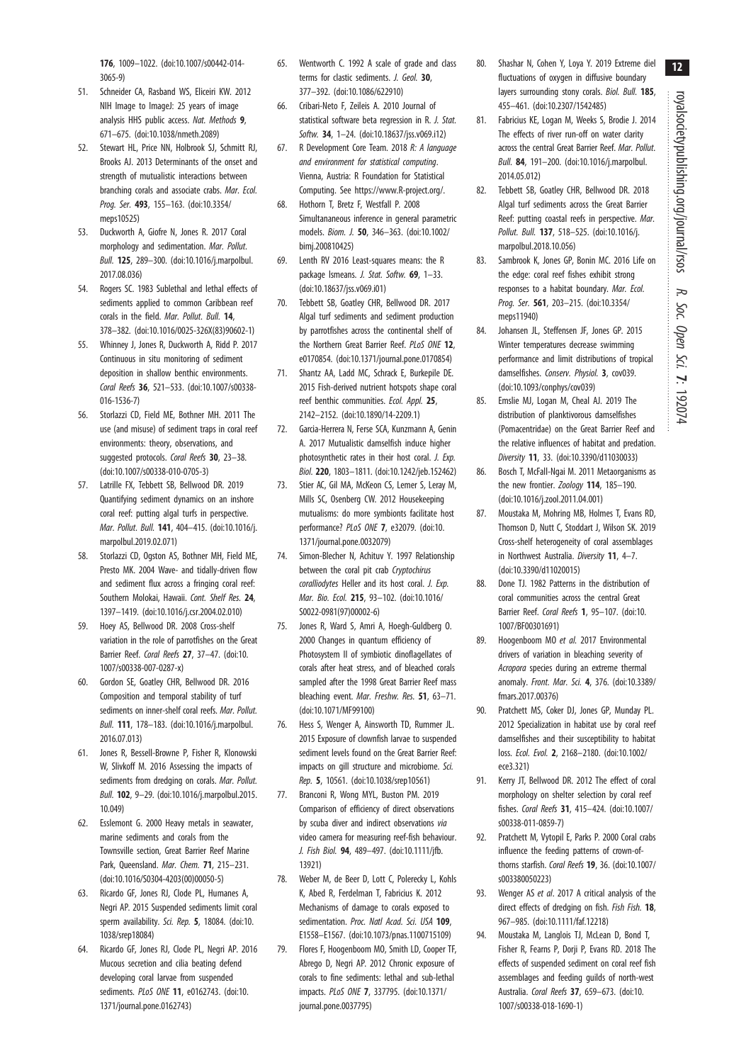176, 1009–1022. (doi:10.1007/s00442-014-3065-9)

51. Schneider CA, Rasband WS, Eliceiri KW. 2012 NIH Image to ImageJ: 25 years of image analysis HHS public access. *Nat. Methods* **9**, 671–675. (doi:10.1038/nmeth.2089)
52. Stewart HL, Price NN, Holbrook SJ, Schmitt RJ, Brooks AJ. 2013 Determinants of the onset and strength of mutualistic interactions between branching corals and associate crabs. *Mar. Ecol. Prog. Ser.* **493**, 155–163. (doi:10.3354/meps10525)
53. Duckworth A, Giofre N, Jones R. 2017 Coral morphology and sedimentation. *Mar. Pollut. Bull.* **125**, 289–300. (doi:10.1016/j.marpolbul.2017.08.036)
54. Rogers SC. 1983 Sublethal and lethal effects of sediments applied to common Caribbean reef corals in the field. *Mar. Pollut. Bull.* **14**, 378–382. (doi:10.1016/0025-326X(83)90602-1)
55. Whinney J, Jones R, Duckworth A, Ridd P. 2017 Continuous in situ monitoring of sediment deposition in shallow benthic environments. *Coral Reefs* **36**, 521–533. (doi:10.1007/s00338-016-1536-7)
56. Storlazzi CD, Field ME, Bothner MH. 2011 The use (and misuse) of sediment traps in coral reef environments: theory, observations, and suggested protocols. *Coral Reefs* **30**, 23–38. (doi:10.1007/s00338-010-0705-3)
57. Latrille FX, Tebbett SB, Bellwood DR. 2019 Quantifying sediment dynamics on an inshore coral reef: putting algal turfs in perspective. *Mar. Pollut. Bull.* **141**, 404–415. (doi:10.1016/j.marpolbul.2019.02.071)
58. Storlazzi CD, Ogston AS, Bothner MH, Field ME, Presto MK. 2004 Wave- and tidally-driven flow and sediment flux across a fringing coral reef: Southern Molokai, Hawaii. *Cont. Shelf Res.* **24**, 1397–1419. (doi:10.1016/j.csr.2004.02.010)
59. Hoey AS, Bellwood DR. 2008 Cross-shelf variation in the role of parrotfishes on the Great Barrier Reef. *Coral Reefs* **27**, 37–47. (doi:10.1007/s00338-007-0287-x)
60. Gordon SE, Goatley CHR, Bellwood DR. 2016 Composition and temporal stability of turf sediments on inner-shelf coral reefs. *Mar. Pollut. Bull.* **111**, 178–183. (doi:10.1016/j.marpolbul.2016.07.013)
61. Jones R, Bessell-Browne P, Fisher R, Klonowski W, Slivkoff M. 2016 Assessing the impacts of sediments from dredging on corals. *Mar. Pollut. Bull.* **102**, 9–29. (doi:10.1016/j.marpolbul.2015.10.049)
62. Esslemont G. 2000 Heavy metals in seawater, marine sediments and corals from the Townsville section, Great Barrier Reef Marine Park, Queensland. *Mar. Chem.* **71**, 215–231. (doi:10.1016/S0304-4203(00)00050-5)
63. Ricardo GF, Jones RJ, Clode PL, Humanes A, Negri AP. 2015 Suspended sediments limit coral sperm availability. *Sci. Rep.* **5**, 18084. (doi:10.1038/srep18084)
64. Ricardo GF, Jones RJ, Clode PL, Negri AP. 2016 Mucous secretion and cilia beating defend developing coral larvae from suspended sediments. *PLoS ONE* **11**, e0162743. (doi:10.1371/journal.pone.0162743)
65. Wentworth C. 1992 A scale of grade and class terms for clastic sediments. *J. Geol.* **30**, 377–392. (doi:10.1086/622910)
66. Cribari-Neto F, Zeileis A. 2010 Journal of statistical software beta regression in R. *J. Stat. Softw.* **34**, 1–24. (doi:10.18637/jss.v069.i12)
67. R Development Core Team. 2018 *R: A language and environment for statistical computing*. Vienna, Austria: R Foundation for Statistical Computing. See https://www.R-project.org/.
68. Hothorn T, Bretz F, Westfall P. 2008 Simultananeous inference in general parametric models. *Biom. J.* **50**, 346–363. (doi:10.1002/bimj.200810425)
69. Lenth RV 2016 Least-squares means: the R package lsmeans. *J. Stat. Softw.* **69**, 1–33. (doi:10.18637/jss.v069.i01)
70. Tebbett SB, Goatley CHR, Bellwood DR. 2017 Algal turf sediments and sediment production by parrotfishes across the continental shelf of the Northern Great Barrier Reef. *PLoS ONE* **12**, e0170854. (doi:10.1371/journal.pone.0170854)
71. Shantz AA, Ladd MC, Schrack E, Burkepile DE. 2015 Fish-derived nutrient hotspots shape coral reef benthic communities. *Ecol. Appl.* **25**, 2142–2152. (doi:10.1890/14-2209.1)
72. Garcia-Herrera N, Ferse SCA, Kunzmann A, Genin A. 2017 Mutualistic damselfish induce higher photosynthetic rates in their host coral. *J. Exp. Biol.* **220**, 1803–1811. (doi:10.1242/jeb.152462)
73. Stier AC, Gil MA, McKeon CS, Lemer S, Leray M, Mills SC, Osenberg CW. 2012 Housekeeping mutualisms: do more symbionts facilitate host performance? *PLoS ONE* **7**, e32079. (doi:10.1371/journal.pone.0032079)
74. Simon-Blecher N, Achituv Y. 1997 Relationship between the coral pit crab *Cryptochirus coralliodytes* Heller and its host coral. *J. Exp. Mar. Bio. Ecol.* **215**, 93–102. (doi:10.1016/S0022-0981(97)00002-6)
75. Jones R, Ward S, Amri A, Hoegh-Guldberg O. 2000 Changes in quantum efficiency of Photosystem II of symbiotic dinoflagellates of corals after heat stress, and of bleached corals sampled after the 1998 Great Barrier Reef mass bleaching event. *Mar. Freshw. Res.* **51**, 63–71. (doi:10.1071/MF99100)
76. Hess S, Wenger A, Ainsworth TD, Rummer JL. 2015 Exposure of clownfish larvae to suspended sediment levels found on the Great Barrier Reef: impacts on gill structure and microbiome. *Sci. Rep.* **5**, 10561. (doi:10.1038/srep10561)
77. Branconi R, Wong MYL, Buston PM. 2019 Comparison of efficiency of direct observations by scuba diver and indirect observations *via* video camera for measuring reef-fish behaviour. *J. Fish Biol.* **94**, 489–497. (doi:10.1111/jfb.13921)
78. Weber M, de Beer D, Lott C, Polerecky L, Kohls K, Abed R, Ferdelman T, Fabricius K. 2012 Mechanisms of damage to corals exposed to sedimentation. *Proc. Natl Acad. Sci. USA* **109**, E1558–E1567. (doi:10.1073/pnas.1100715109)
79. Flores F, Hoogenboom MO, Smith LD, Cooper TF, Abrego D, Negri AP. 2012 Chronic exposure of corals to fine sediments: lethal and sub-lethal impacts. *PLoS ONE* **7**, 337795. (doi:10.1371/journal.pone.0037795)
80. Shashar N, Cohen Y, Loya Y. 2019 Extreme diel fluctuations of oxygen in diffusive boundary layers surrounding stony corals. *Biol. Bull.* **185**, 455–461. (doi:10.2307/1542485)
81. Fabricius KE, Logan M, Weeks S, Brodie J. 2014 The effects of river run-off on water clarity across the central Great Barrier Reef. *Mar. Pollut. Bull.* **84**, 191–200. (doi:10.1016/j.marpolbul.2014.05.012)
82. Tebbett SB, Goatley CHR, Bellwood DR. 2018 Algal turf sediments across the Great Barrier Reef: putting coastal reefs in perspective. *Mar. Pollut. Bull.* **137**, 518–525. (doi:10.1016/j.marpolbul.2018.10.056)
83. Sambrook K, Jones GP, Bonin MC. 2016 Life on the edge: coral reef fishes exhibit strong responses to a habitat boundary. *Mar. Ecol. Prog. Ser.* **561**, 203–215. (doi:10.3354/meps11940)
84. Johansen JL, Steffensen JF, Jones GP. 2015 Winter temperatures decrease swimming performance and limit distributions of tropical damselfishes. *Conserv. Physiol.* **3**, cov039. (doi:10.1093/conphys/cov039)
85. Emslie MJ, Logan M, Cheal AJ. 2019 The distribution of planktivorous damselfishes (Pomacentridae) on the Great Barrier Reef and the relative influences of habitat and predation. *Diversity* **11**, 33. (doi:10.3390/d11030033)
86. Bosch T, McFall-Ngai M. 2011 Metaorganisms as the new frontier. *Zoology* **114**, 185–190. (doi:10.1016/j.zool.2011.04.001)
87. Moustaka M, Mohring MB, Holmes T, Evans RD, Thomson D, Nutt C, Stoddart J, Wilson SK. 2019 Cross-shelf heterogeneity of coral assemblages in Northwest Australia. *Diversity* **11**, 4–7. (doi:10.3390/d11020015)
88. Done TJ. 1982 Patterns in the distribution of coral communities across the central Great Barrier Reef. *Coral Reefs* **1**, 95–107. (doi:10.1007/BF00301691)
89. Hoogenboom MO *et al.* 2017 Environmental drivers of variation in bleaching severity of *Acropora* species during an extreme thermal anomaly. *Front. Mar. Sci.* **4**, 376. (doi:10.3389/fmars.2017.00376)
90. Pratchett MS, Coker DJ, Jones GP, Munday PL. 2012 Specialization in habitat use by coral reef damselfishes and their susceptibility to habitat loss. *Ecol. Evol.* **2**, 2168–2180. (doi:10.1002/ece3.321)
91. Kerry JT, Bellwood DR. 2012 The effect of coral morphology on shelter selection by coral reef fishes. *Coral Reefs* **31**, 415–424. (doi:10.1007/s00338-011-0859-7)
92. Pratchett MS, Vytopil E, Parks P. 2000 Coral crabs influence the feeding patterns of crown-of-thorns starfish. *Coral Reefs* **19**, 36. (doi:10.1007/s003380050223)
93. Wenger AS *et al*. 2017 A critical analysis of the direct effects of dredging on fish. *Fish Fish.* **18**, 967–985. (doi:10.1111/faf.12218)
94. Moustaka M, Langlois TJ, McLean D, Bond T, Fisher R, Fearns P, Dorji P, Evans RD. 2018 The effects of suspended sediment on coral reef fish assemblages and feeding guilds of north-west Australia. *Coral Reefs* **37**, 659–673. (doi:10.1007/s00338-018-1690-1)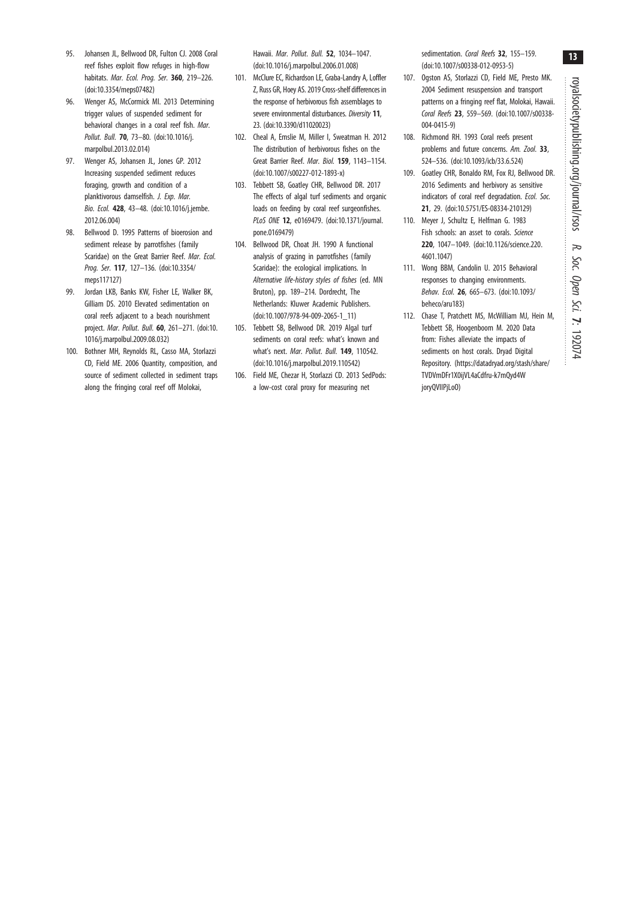95. Johansen JL, Bellwood DR, Fulton CJ. 2008 Coral reef fishes exploit flow refuges in high-flow habitats. *Mar. Ecol. Prog. Ser.* **360**, 219–226. (doi:10.3354/meps07482)
96. Wenger AS, McCormick MI. 2013 Determining trigger values of suspended sediment for behavioral changes in a coral reef fish. *Mar. Pollut. Bull.* **70**, 73–80. (doi:10.1016/j.marpolbul.2013.02.014)
97. Wenger AS, Johansen JL, Jones GP. 2012 Increasing suspended sediment reduces foraging, growth and condition of a planktivorous damselfish. *J. Exp. Mar. Bio. Ecol.* **428**, 43–48. (doi:10.1016/j.jembe.2012.06.004)
98. Bellwood D. 1995 Patterns of bioerosion and sediment release by parrotfishes (family Scaridae) on the Great Barrier Reef. *Mar. Ecol. Prog. Ser.* **117**, 127–136. (doi:10.3354/meps117127)
99. Jordan LKB, Banks KW, Fisher LE, Walker BK, Gilliam DS. 2010 Elevated sedimentation on coral reefs adjacent to a beach nourishment project. *Mar. Pollut. Bull.* **60**, 261–271. (doi:10.1016/j.marpolbul.2009.08.032)
100. Bothner MH, Reynolds RL, Casso MA, Storlazzi CD, Field ME. 2006 Quantity, composition, and source of sediment collected in sediment traps along the fringing coral reef off Molokai, Hawaii. *Mar. Pollut. Bull.* **52**, 1034–1047. (doi:10.1016/j.marpolbul.2006.01.008)
101. McClure EC, Richardson LE, Graba-Landry A, Loffler Z, Russ GR, Hoey AS. 2019 Cross-shelf differences in the response of herbivorous fish assemblages to severe environmental disturbances. *Diversity* **11**, 23. (doi:10.3390/d11020023)
102. Cheal A, Emslie M, Miller I, Sweatman H. 2012 The distribution of herbivorous fishes on the Great Barrier Reef. *Mar. Biol.* **159**, 1143–1154. (doi:10.1007/s00227-012-1893-x)
103. Tebbett SB, Goatley CHR, Bellwood DR. 2017 The effects of algal turf sediments and organic loads on feeding by coral reef surgeonfishes. *PLoS ONE* **12**, e0169479. (doi:10.1371/journal.pone.0169479)
104. Bellwood DR, Choat JH. 1990 A functional analysis of grazing in parrotfishes (family Scaridae): the ecological implications. In *Alternative life-history styles of fishes* (ed. MN Bruton), pp. 189–214. Dordrecht, The Netherlands: Kluwer Academic Publishers. (doi:10.1007/978-94-009-2065-1_11)
105. Tebbett SB, Bellwood DR. 2019 Algal turf sediments on coral reefs: what's known and what's next. *Mar. Pollut. Bull.* **149**, 110542. (doi:10.1016/j.marpolbul.2019.110542)
106. Field ME, Chezar H, Storlazzi CD. 2013 SedPods: a low-cost coral proxy for measuring net sedimentation. *Coral Reefs* **32**, 155–159. (doi:10.1007/s00338-012-0953-5)
107. Ogston AS, Storlazzi CD, Field ME, Presto MK. 2004 Sediment resuspension and transport patterns on a fringing reef flat, Molokai, Hawaii. *Coral Reefs* **23**, 559–569. (doi:10.1007/s00338-004-0415-9)
108. Richmond RH. 1993 Coral reefs present problems and future concerns. *Am. Zool.* **33**, 524–536. (doi:10.1093/icb/33.6.524)
109. Goatley CHR, Bonaldo RM, Fox RJ, Bellwood DR. 2016 Sediments and herbivory as sensitive indicators of coral reef degradation. *Ecol. Soc.* **21**, 29. (doi:10.5751/ES-08334-210129)
110. Meyer J, Schultz E, Helfman G. 1983 Fish schools: an asset to corals. *Science* **220**, 1047–1049. (doi:10.1126/science.220.4601.1047)
111. Wong BBM, Candolin U. 2015 Behavioral responses to changing environments. *Behav. Ecol.* **26**, 665–673. (doi:10.1093/beheco/aru183)
112. Chase T, Pratchett MS, McWilliam MJ, Hein M, Tebbett SB, Hoogenboom M. 2020 Data from: Fishes alleviate the impacts of sediments on host corals. Dryad Digital Repository. (https://datadryad.org/stash/share/TVDVmDFr1X0ijVL4aCdfru-k7mQyd4WjoryQVIIPjLoO)